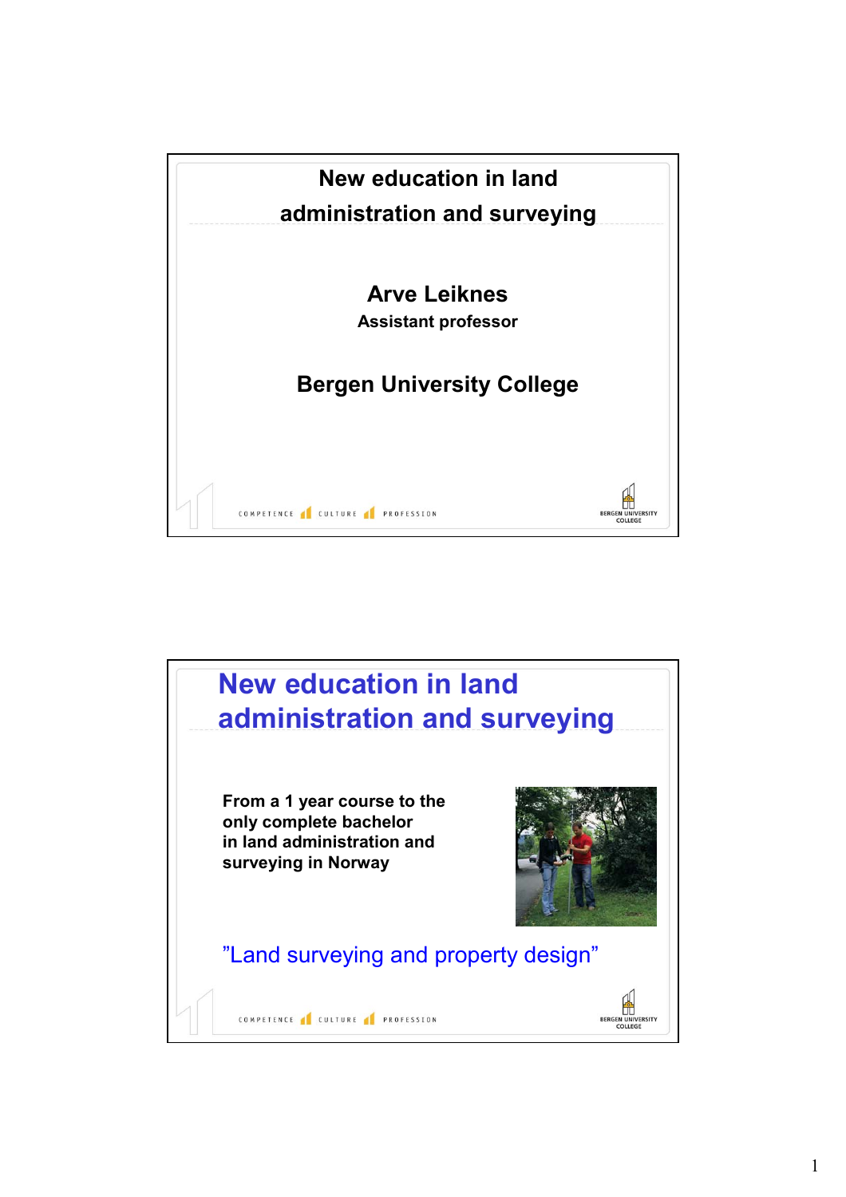# New education in land administration and surveying

**Arve Leiknes**

**Assistant professor**

**Bergen University College**

COMPETENCE CULTURE PROFESSION

BERGEN UNIVERSITY COLLEGE

# New education in land administration and surveying

**From a 1 year course to the only complete bachelor in land administration and surveying in Norway**

"Land surveying and property design"

COMPETENCE CULTURE PROFESSION

BERGEN UNIVERSITY COLLEGE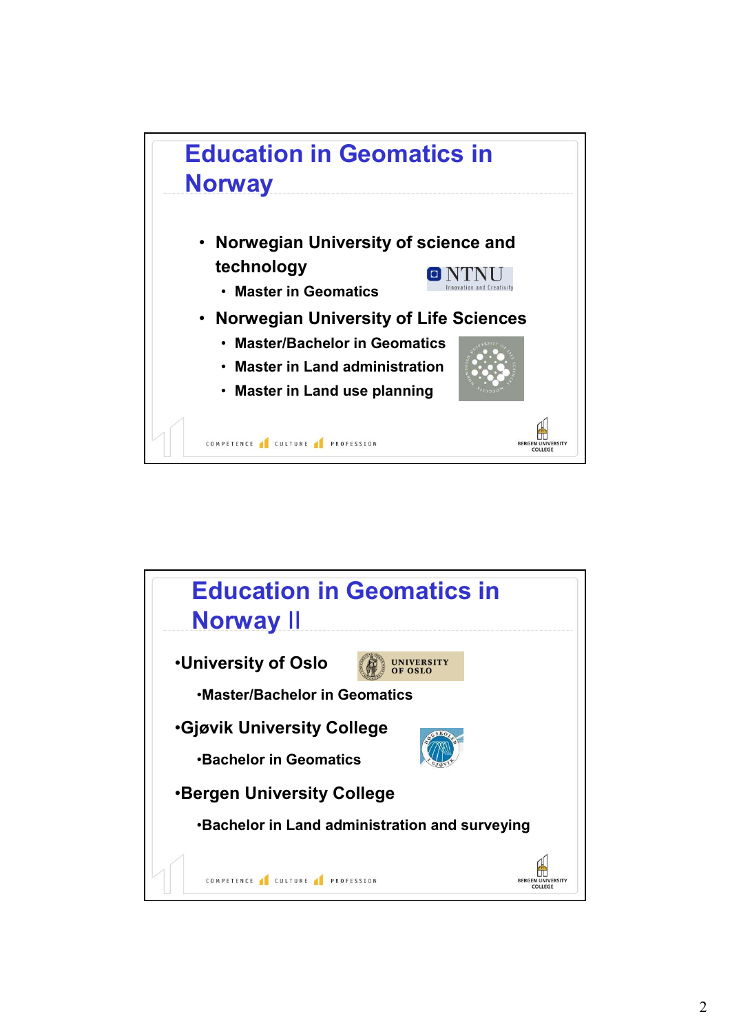# Education in Geomatics in Norway

- Norwegian University of science and technology
  - Master in Geomatics
- Norwegian University of Life Sciences
  - Master/Bachelor in Geomatics
  - Master in Land administration
  - Master in Land use planning

COMPETENCE CULTURE PROFESSION

# Education in Geomatics in Norway II

•University of Oslo

•Master/Bachelor in Geomatics

•Gjøvik University College

•Bachelor in Geomatics

•Bergen University College

•Bachelor in Land administration and surveying

COMPETENCE CULTURE PROFESSION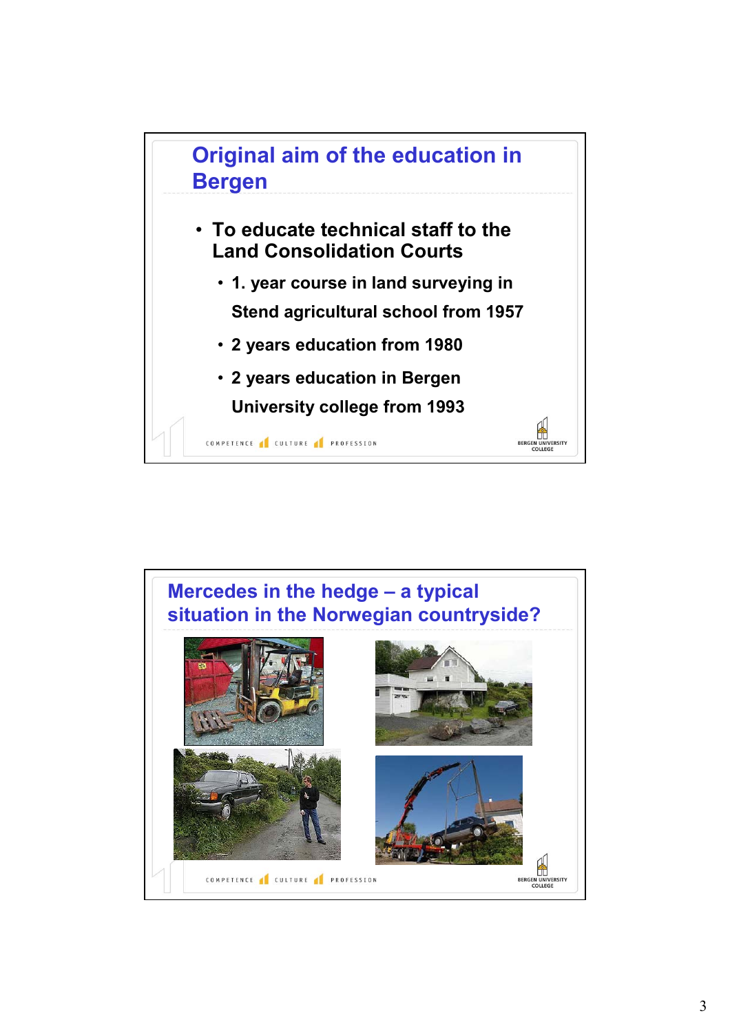## Original aim of the education in Bergen

- To educate technical staff to the Land Consolidation Courts
  - 1. year course in land surveying in Stend agricultural school from 1957
  - 2 years education from 1980
  - 2 years education in Bergen University college from 1993

## Mercedes in the hedge – a typical situation in the Norwegian countryside?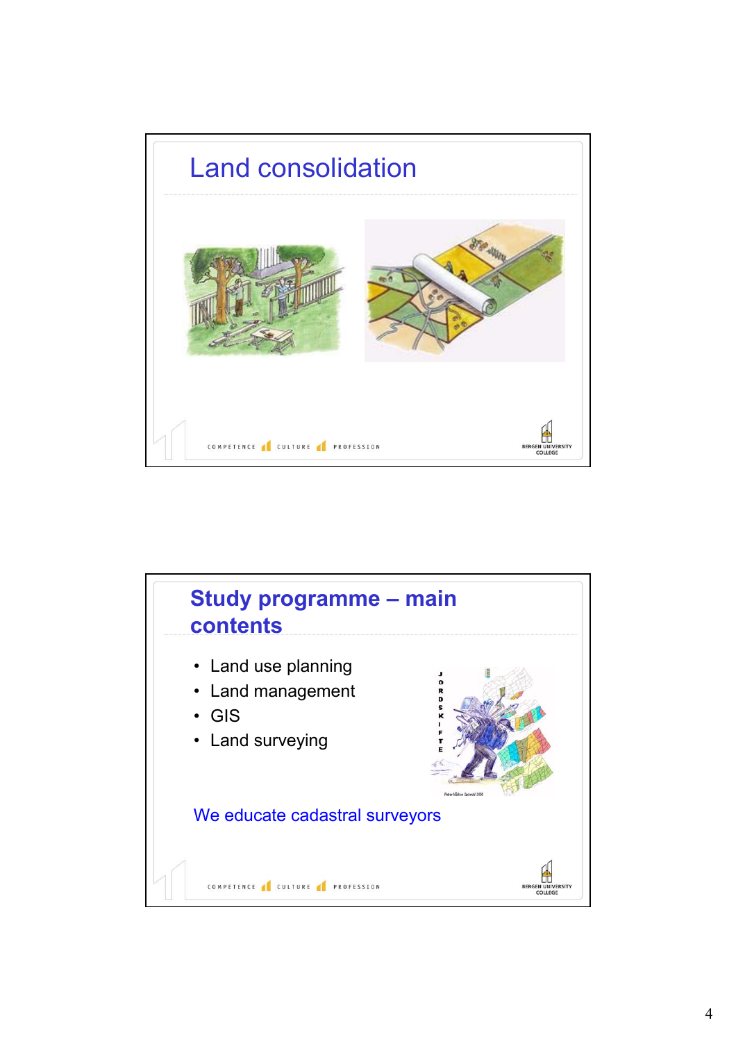# Land consolidation

# Study programme – main contents

- Land use planning
- Land management
- GIS
- Land surveying

We educate cadastral surveyors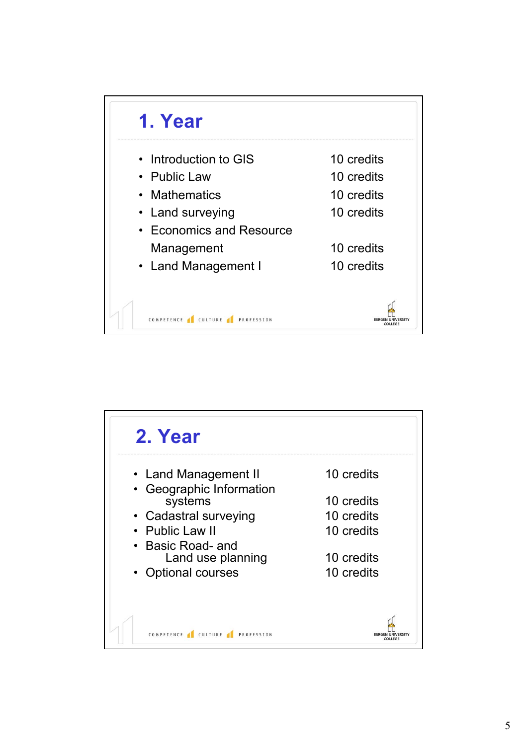## 1. Year

| Course | Credits |
| --- | --- |
| Introduction to GIS | 10 credits |
| Public Law | 10 credits |
| Mathematics | 10 credits |
| Land surveying | 10 credits |
| Economics and Resource Management | 10 credits |
| Land Management I | 10 credits |

COMPETENCE CULTURE PROFESSION

BERGEN UNIVERSITY COLLEGE

## 2. Year

| Course | Credits |
| --- | --- |
| Land Management II | 10 credits |
| Geographic Information systems | 10 credits |
| Cadastral surveying | 10 credits |
| Public Law II | 10 credits |
| Basic Road- and Land use planning | 10 credits |
| Optional courses | 10 credits |

COMPETENCE CULTURE PROFESSION

BERGEN UNIVERSITY COLLEGE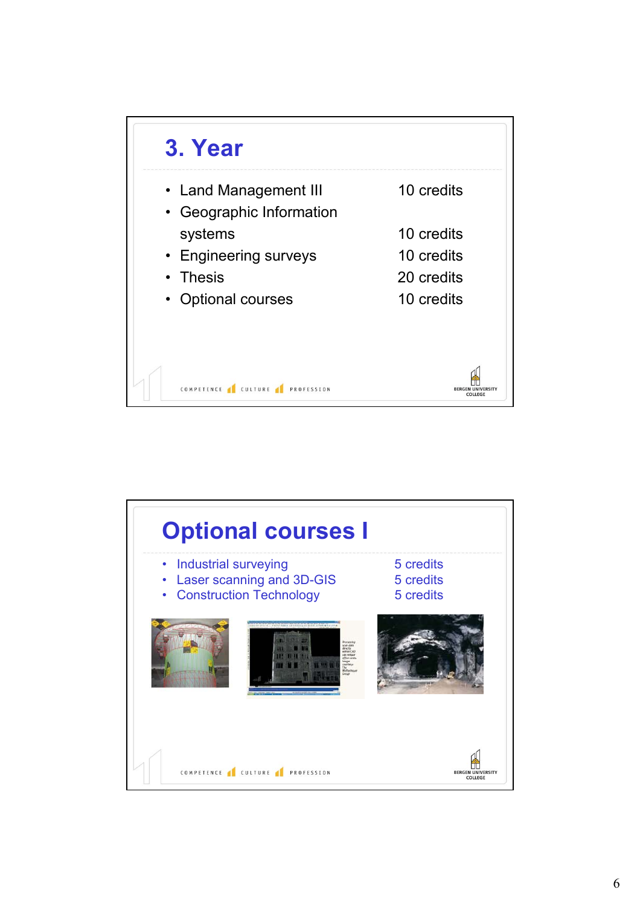# 3. Year

| Course | Credits |
| --- | --- |
| Land Management III | 10 credits |
| Geographic Information systems | 10 credits |
| Engineering surveys | 10 credits |
| Thesis | 20 credits |
| Optional courses | 10 credits |

COMPETENCE CULTURE PROFESSION

BERGEN UNIVERSITY COLLEGE

# Optional courses I

| Course | Credits |
| --- | --- |
| Industrial surveying | 5 credits |
| Laser scanning and 3D-GIS | 5 credits |
| Construction Technology | 5 credits |

COMPETENCE CULTURE PROFESSION

BERGEN UNIVERSITY COLLEGE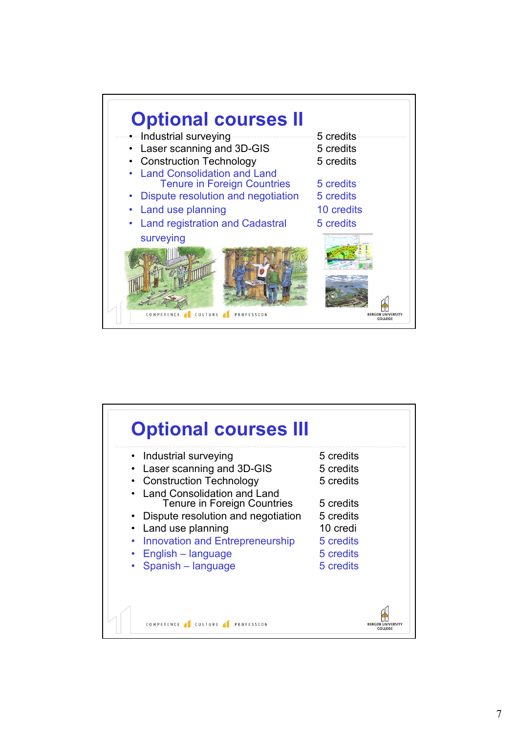# Optional courses II

| Course | Credits |
| --- | --- |
| Industrial surveying | 5 credits |
| Laser scanning and 3D-GIS | 5 credits |
| Construction Technology | 5 credits |
| Land Consolidation and Land Tenure in Foreign Countries | 5 credits |
| Dispute resolution and negotiation | 5 credits |
| Land use planning | 10 credits |
| Land registration and Cadastral surveying | 5 credits |

COMPETENCE CULTURE PROFESSION

BERGEN UNIVERSITY COLLEGE

# Optional courses III

| Course | Credits |
| --- | --- |
| Industrial surveying | 5 credits |
| Laser scanning and 3D-GIS | 5 credits |
| Construction Technology | 5 credits |
| Land Consolidation and Land Tenure in Foreign Countries | 5 credits |
| Dispute resolution and negotiation | 5 credits |
| Land use planning | 10 credi |
| Innovation and Entrepreneurship | 5 credits |
| English – language | 5 credits |
| Spanish – language | 5 credits |

COMPETENCE CULTURE PROFESSION

BERGEN UNIVERSITY COLLEGE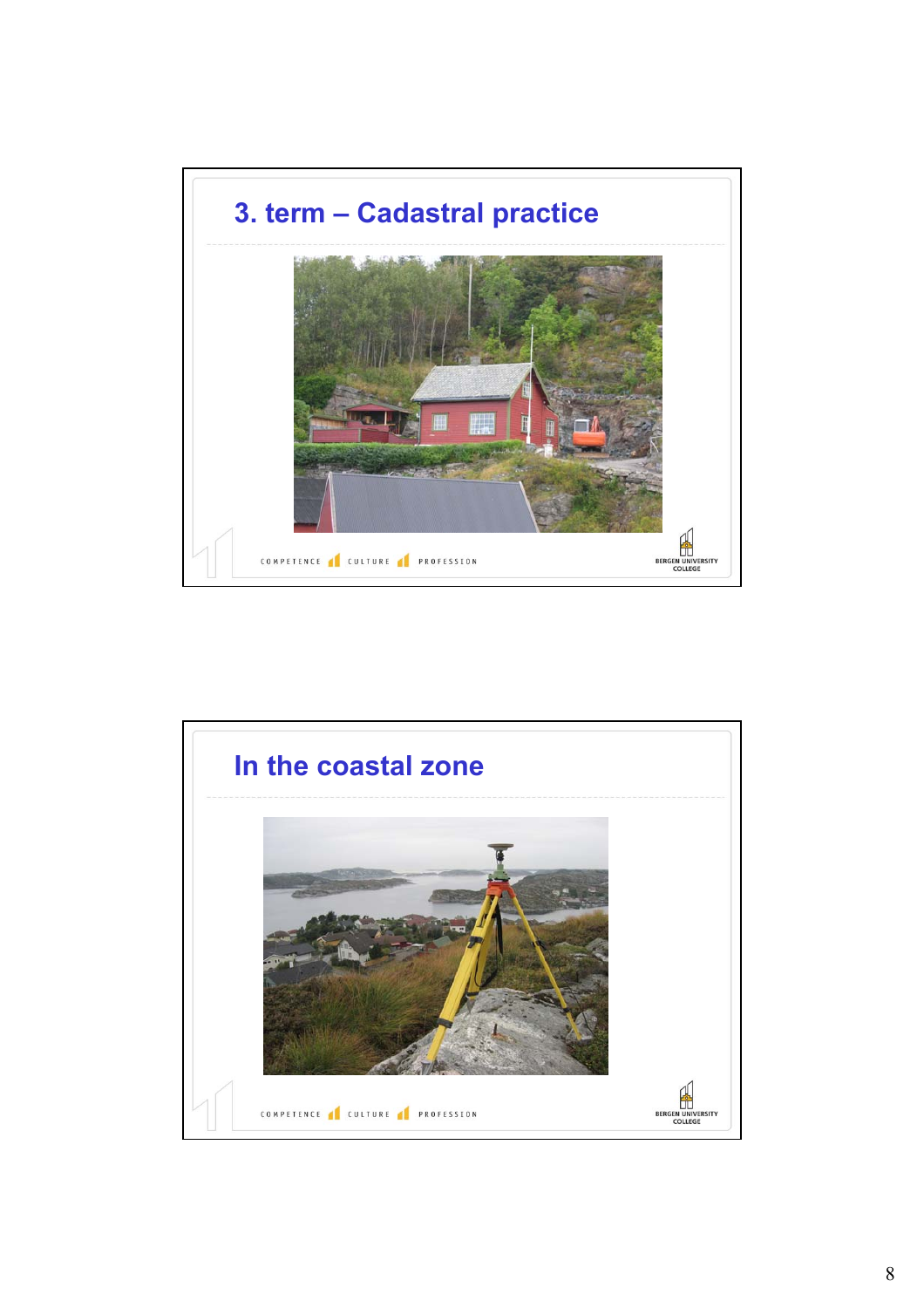## 3. term – Cadastral practice

COMPETENCE CULTURE PROFESSION

BERGEN UNIVERSITY COLLEGE

## In the coastal zone

COMPETENCE CULTURE PROFESSION

BERGEN UNIVERSITY COLLEGE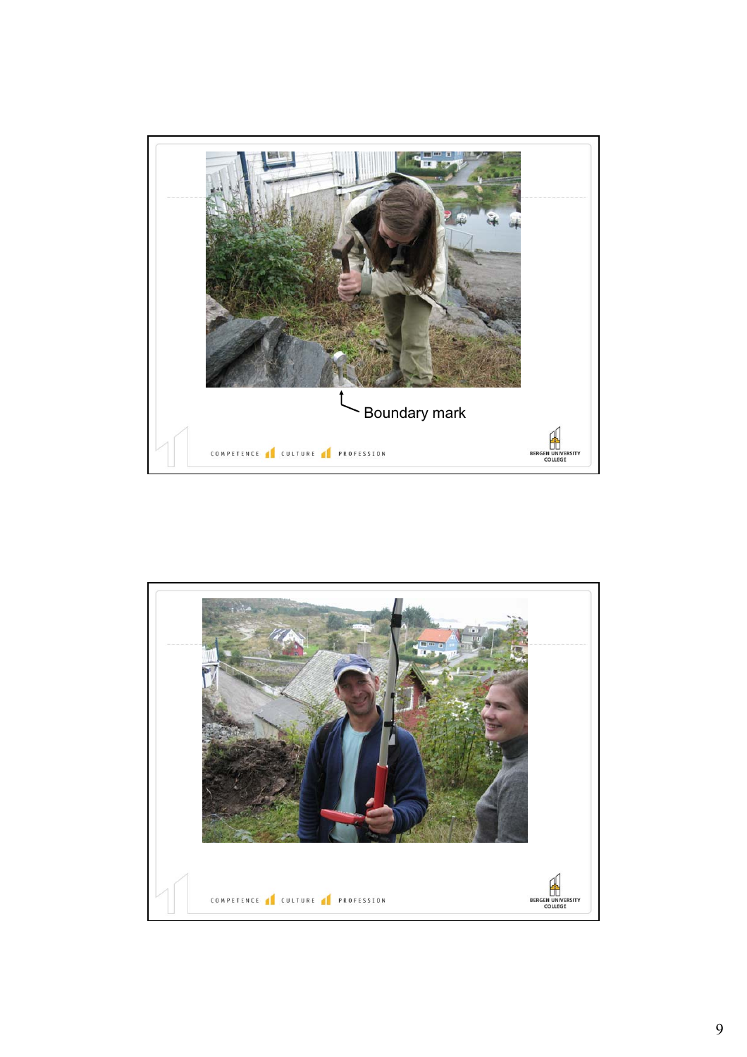Boundary mark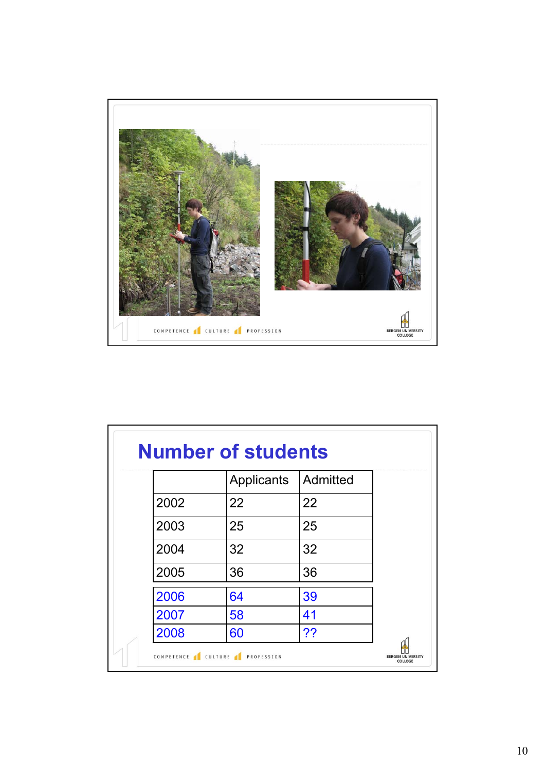## Number of students

| | Applicants | Admitted |
|---|---|---|
| 2002 | 22 | 22 |
| 2003 | 25 | 25 |
| 2004 | 32 | 32 |
| 2005 | 36 | 36 |
| 2006 | 64 | 39 |
| 2007 | 58 | 41 |
| 2008 | 60 | ?? |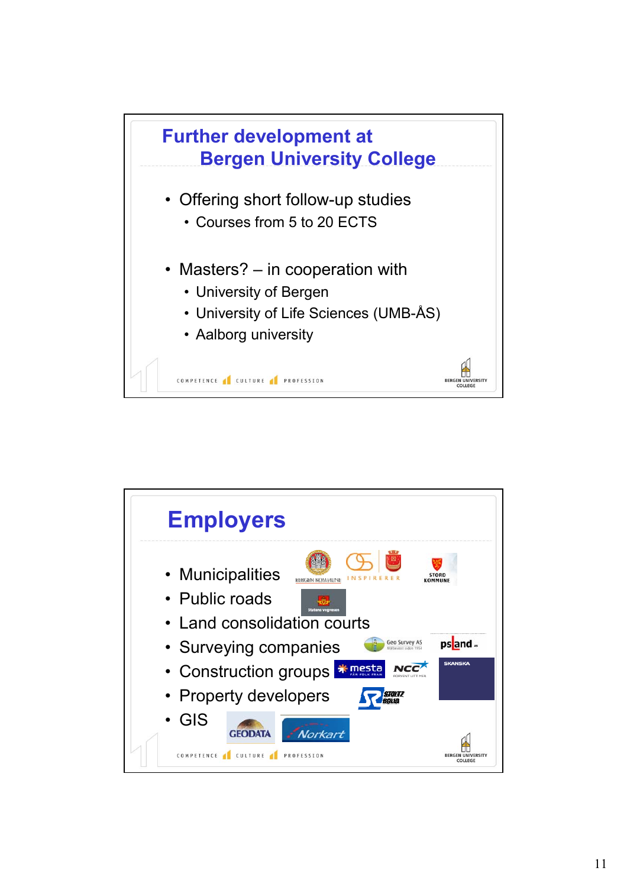## Further development at Bergen University College

- Offering short follow-up studies
  - Courses from 5 to 20 ECTS
- Masters? – in cooperation with
  - University of Bergen
  - University of Life Sciences (UMB-ÅS)
  - Aalborg university

## Employers

- Municipalities
- Public roads
- Land consolidation courts
- Surveying companies
- Construction groups
- Property developers
- GIS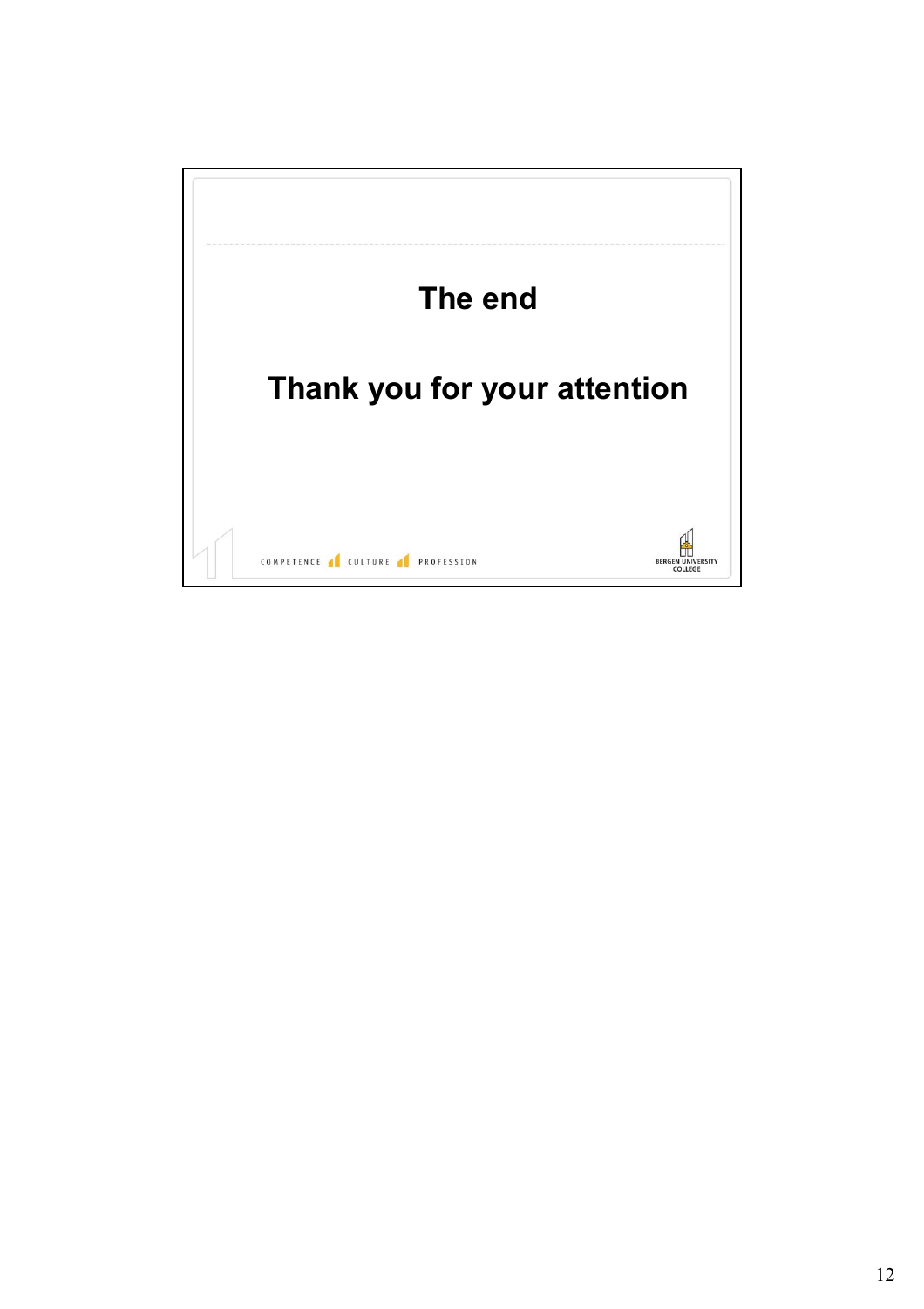# The end

# Thank you for your attention

COMPETENCE CULTURE PROFESSION

BERGEN UNIVERSITY COLLEGE